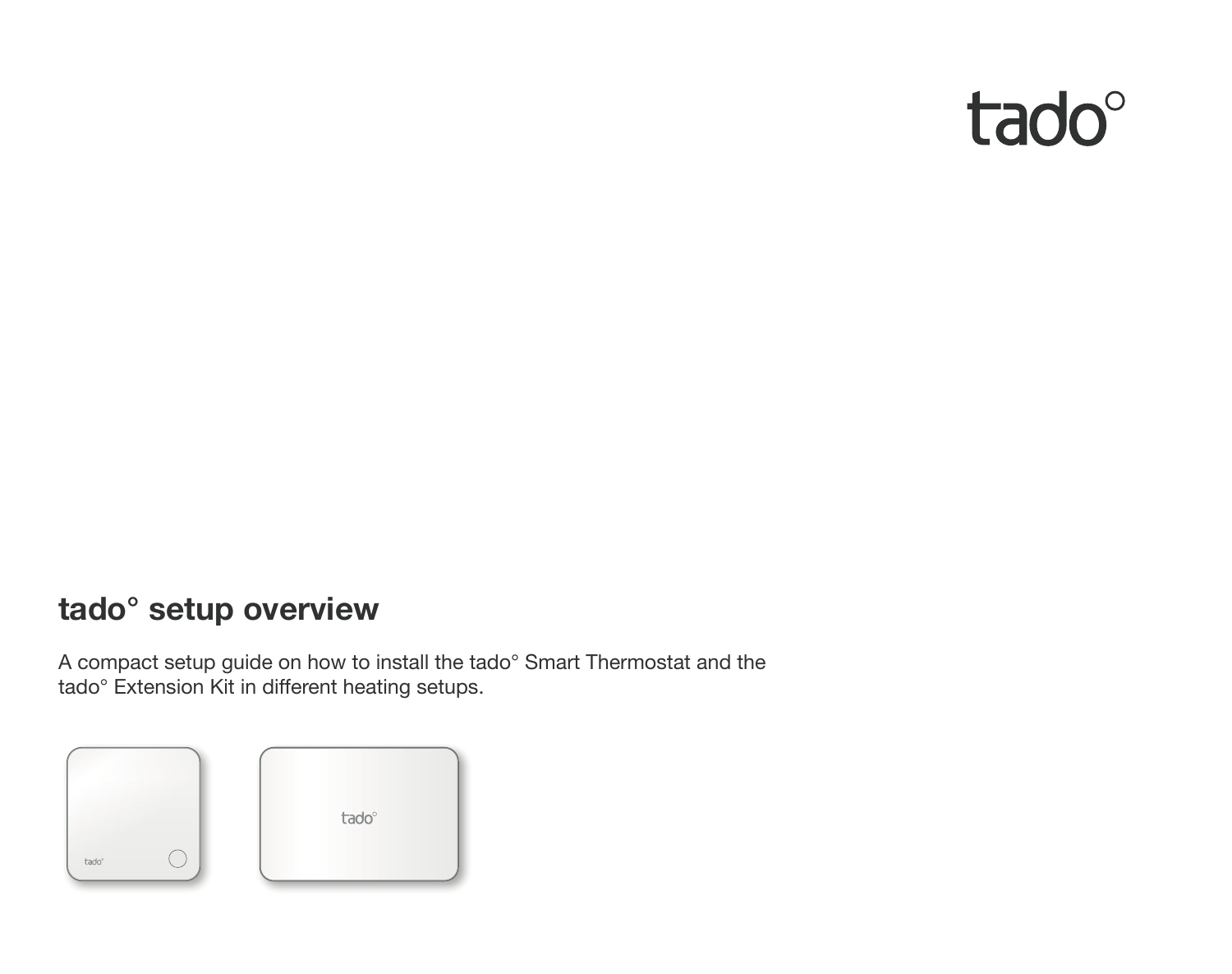tado°

# tado° setup overview

A compact setup guide on how to install the tado° Smart Thermostat and the tado° Extension Kit in different heating setups.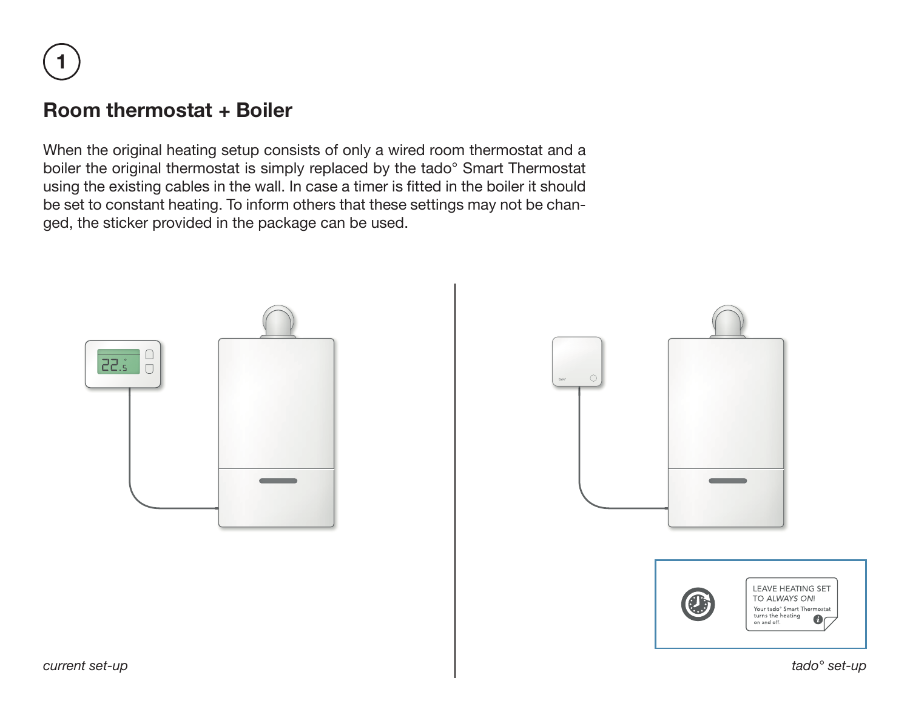1

## Room thermostat + Boiler

When the original heating setup consists of only a wired room thermostat and a boiler the original thermostat is simply replaced by the tado° Smart Thermostat using the existing cables in the wall. In case a timer is fitted in the boiler it should be set to constant heating. To inform others that these settings may not be changed, the sticker provided in the package can be used.

LEAVE HEATING SET TO *ALWAYS ON!*

Your tado° Smart Thermostat turns the heating on and off.

*current set-up*

*tado° set-up*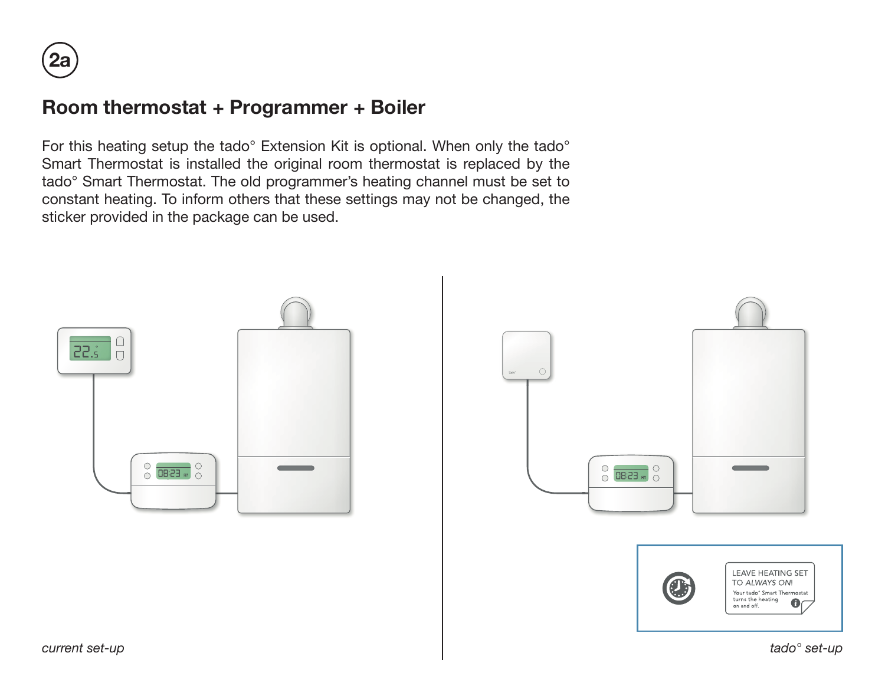2a

## Room thermostat + Programmer + Boiler

For this heating setup the tado° Extension Kit is optional. When only the tado° Smart Thermostat is installed the original room thermostat is replaced by the tado° Smart Thermostat. The old programmer's heating channel must be set to constant heating. To inform others that these settings may not be changed, the sticker provided in the package can be used.

LEAVE HEATING SET TO *ALWAYS ON*!

Your tado° Smart Thermostat turns the heating on and off.

*current set-up*

*tado° set-up*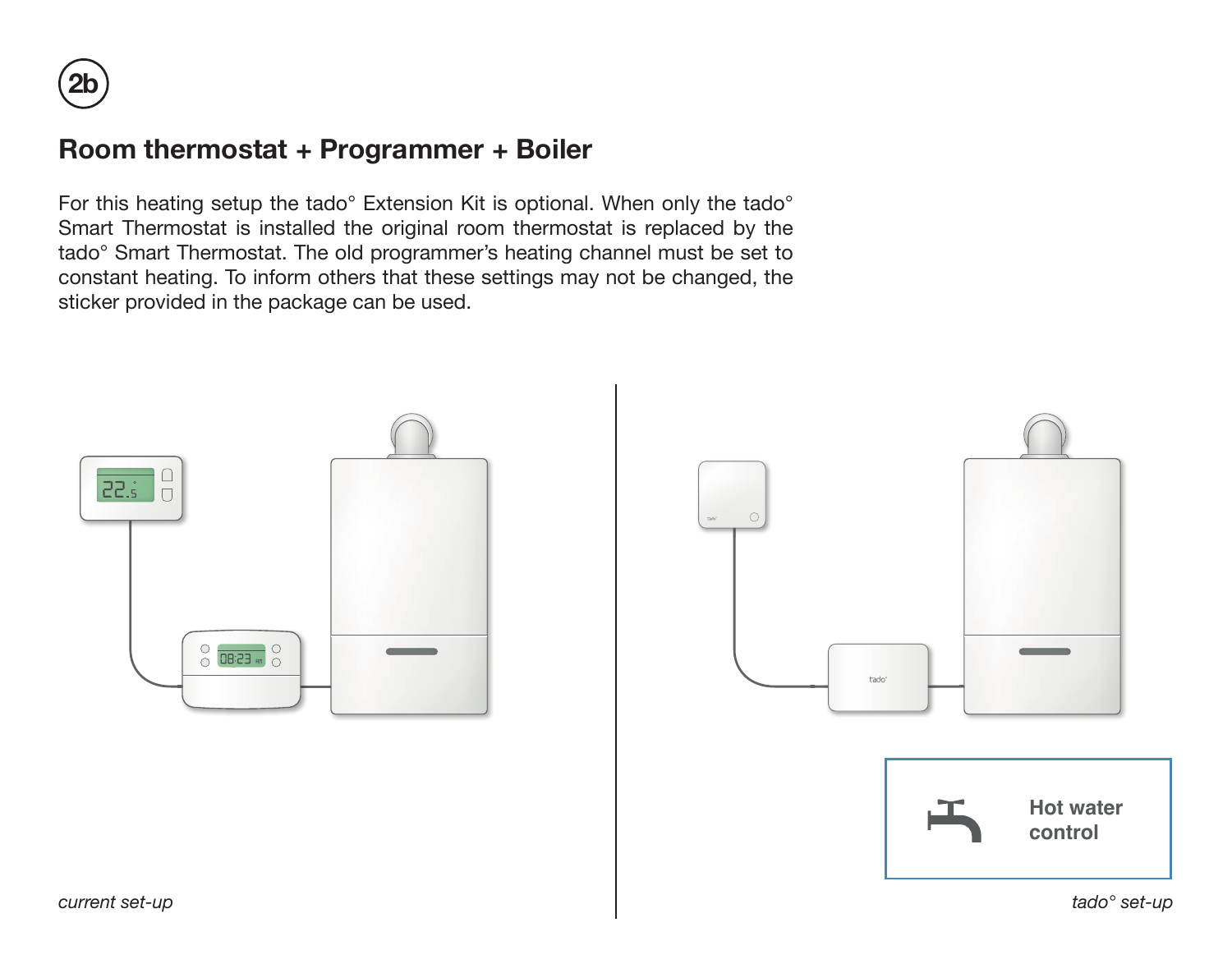2b

## Room thermostat + Programmer + Boiler

For this heating setup the tado° Extension Kit is optional. When only the tado° Smart Thermostat is installed the original room thermostat is replaced by the tado° Smart Thermostat. The old programmer's heating channel must be set to constant heating. To inform others that these settings may not be changed, the sticker provided in the package can be used.

**Hot water control**

*current set-up*

*tado° set-up*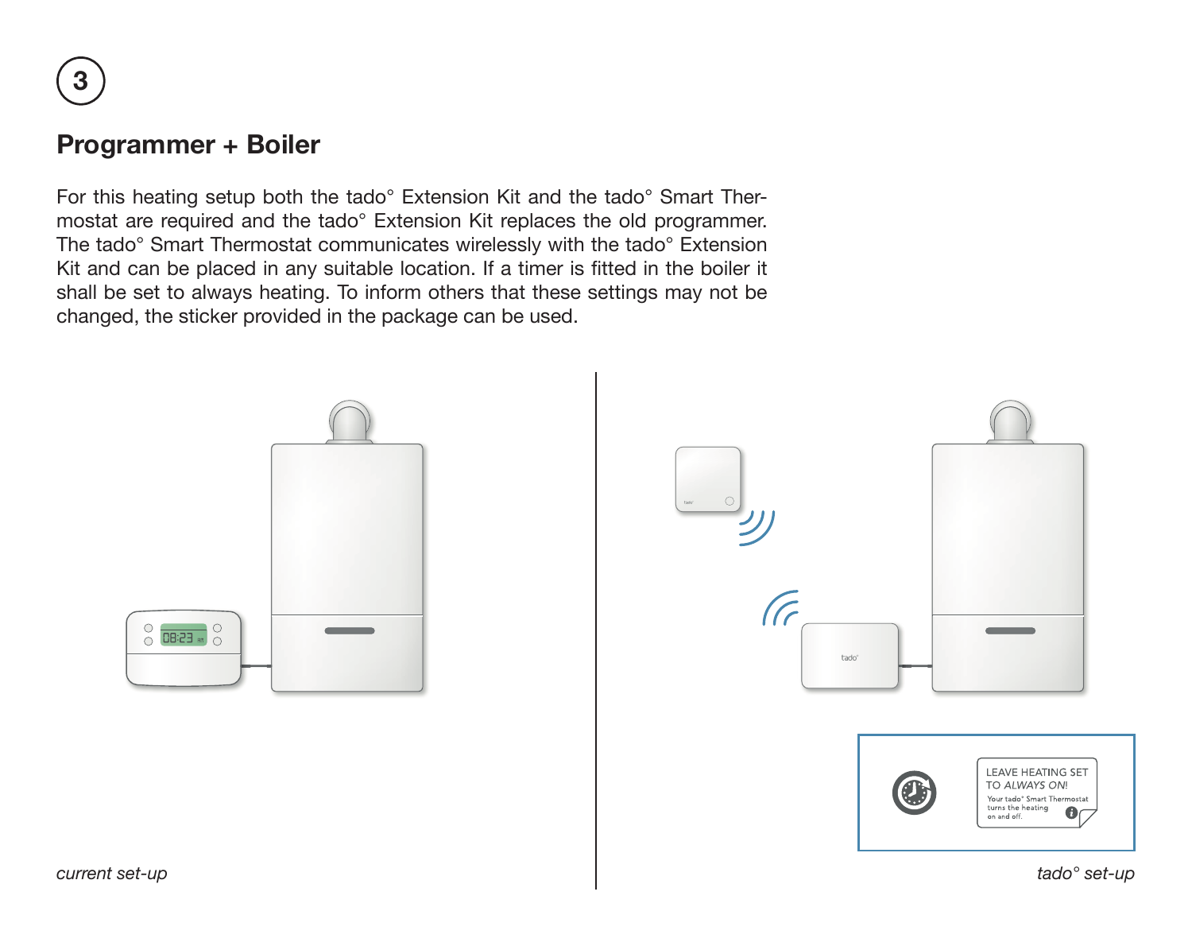3

## Programmer + Boiler

For this heating setup both the tado° Extension Kit and the tado° Smart Thermostat are required and the tado° Extension Kit replaces the old programmer. The tado° Smart Thermostat communicates wirelessly with the tado° Extension Kit and can be placed in any suitable location. If a timer is fitted in the boiler it shall be set to always heating. To inform others that these settings may not be changed, the sticker provided in the package can be used.

LEAVE HEATING SET TO *ALWAYS ON!*
Your tado° Smart Thermostat turns the heating on and off.

*current set-up*

*tado° set-up*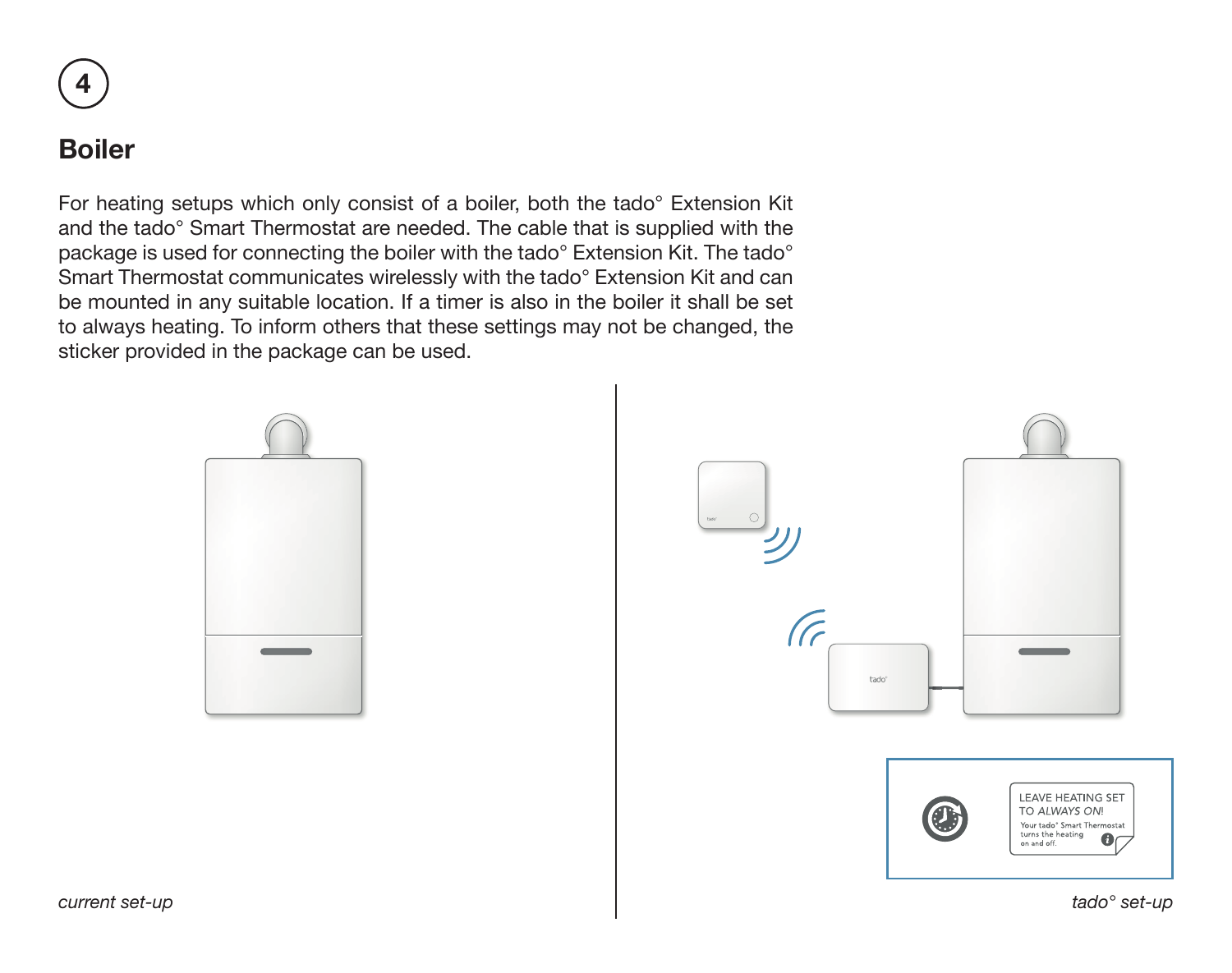4

## Boiler

For heating setups which only consist of a boiler, both the tado° Extension Kit and the tado° Smart Thermostat are needed. The cable that is supplied with the package is used for connecting the boiler with the tado° Extension Kit. The tado° Smart Thermostat communicates wirelessly with the tado° Extension Kit and can be mounted in any suitable location. If a timer is also in the boiler it shall be set to always heating. To inform others that these settings may not be changed, the sticker provided in the package can be used.

LEAVE HEATING SET TO *ALWAYS ON!*

Your tado° Smart Thermostat turns the heating on and off.

*current set-up*

*tado° set-up*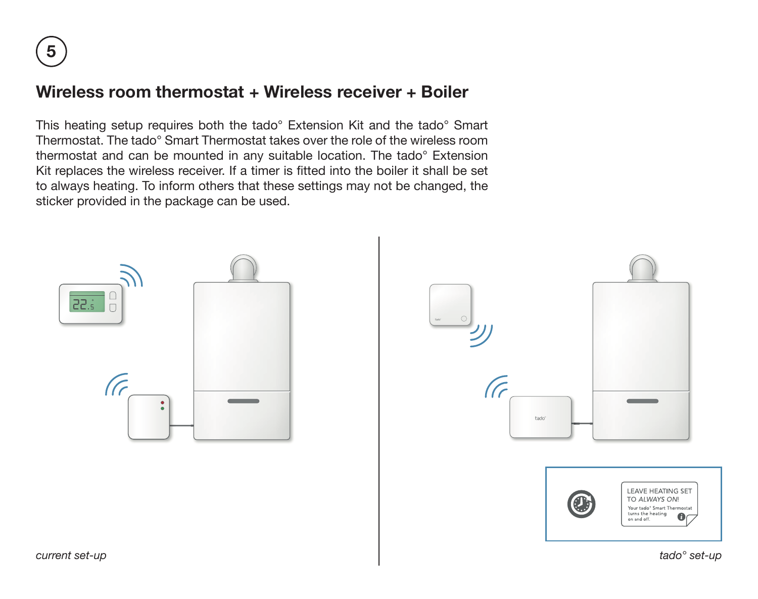5

## Wireless room thermostat + Wireless receiver + Boiler

This heating setup requires both the tado° Extension Kit and the tado° Smart Thermostat. The tado° Smart Thermostat takes over the role of the wireless room thermostat and can be mounted in any suitable location. The tado° Extension Kit replaces the wireless receiver. If a timer is fitted into the boiler it shall be set to always heating. To inform others that these settings may not be changed, the sticker provided in the package can be used.

LEAVE HEATING SET TO *ALWAYS ON!*

Your tado° Smart Thermostat turns the heating on and off.

*current set-up*

*tado° set-up*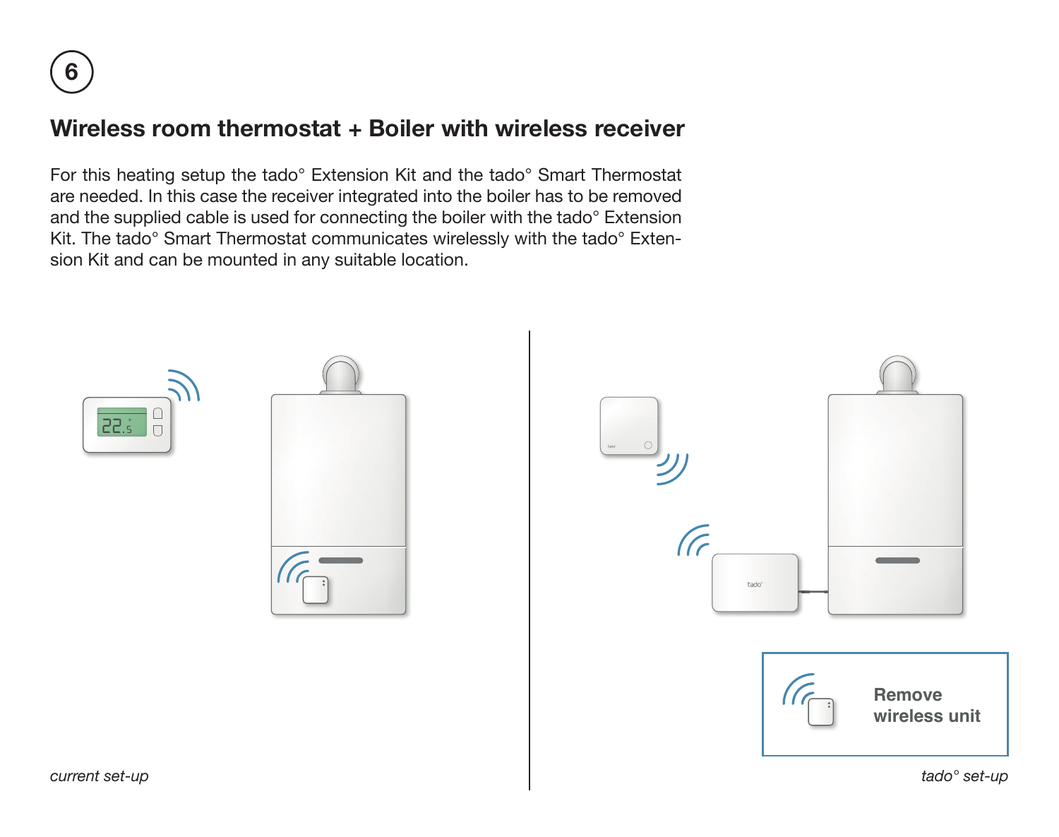6

## Wireless room thermostat + Boiler with wireless receiver

For this heating setup the tado° Extension Kit and the tado° Smart Thermostat are needed. In this case the receiver integrated into the boiler has to be removed and the supplied cable is used for connecting the boiler with the tado° Extension Kit. The tado° Smart Thermostat communicates wirelessly with the tado° Extension Kit and can be mounted in any suitable location.

**Remove wireless unit**

*current set-up*

*tado° set-up*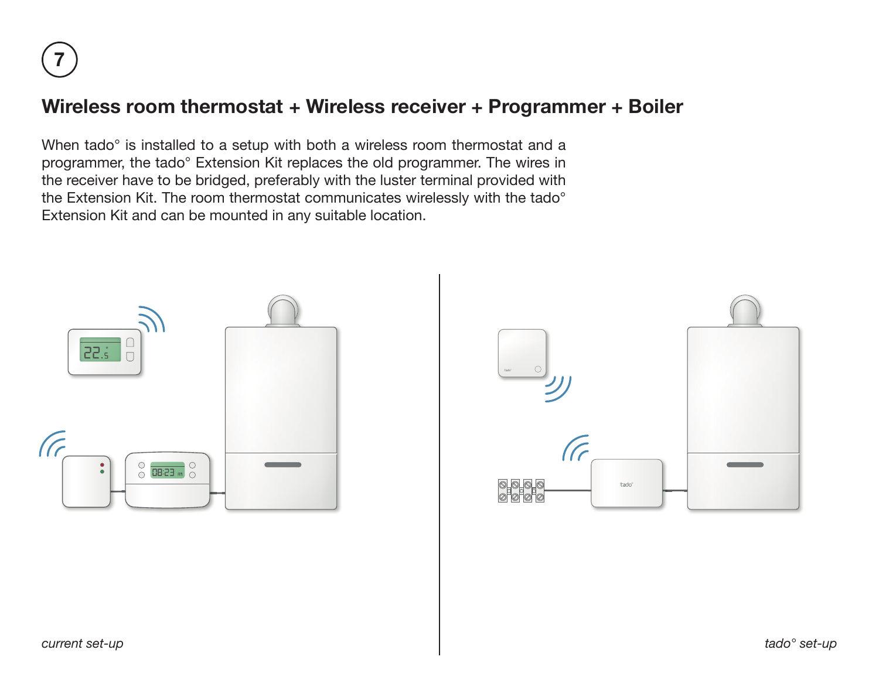7

## Wireless room thermostat + Wireless receiver + Programmer + Boiler

When tado° is installed to a setup with both a wireless room thermostat and a programmer, the tado° Extension Kit replaces the old programmer. The wires in the receiver have to be bridged, preferably with the luster terminal provided with the Extension Kit. The room thermostat communicates wirelessly with the tado° Extension Kit and can be mounted in any suitable location.

*current set-up*

*tado° set-up*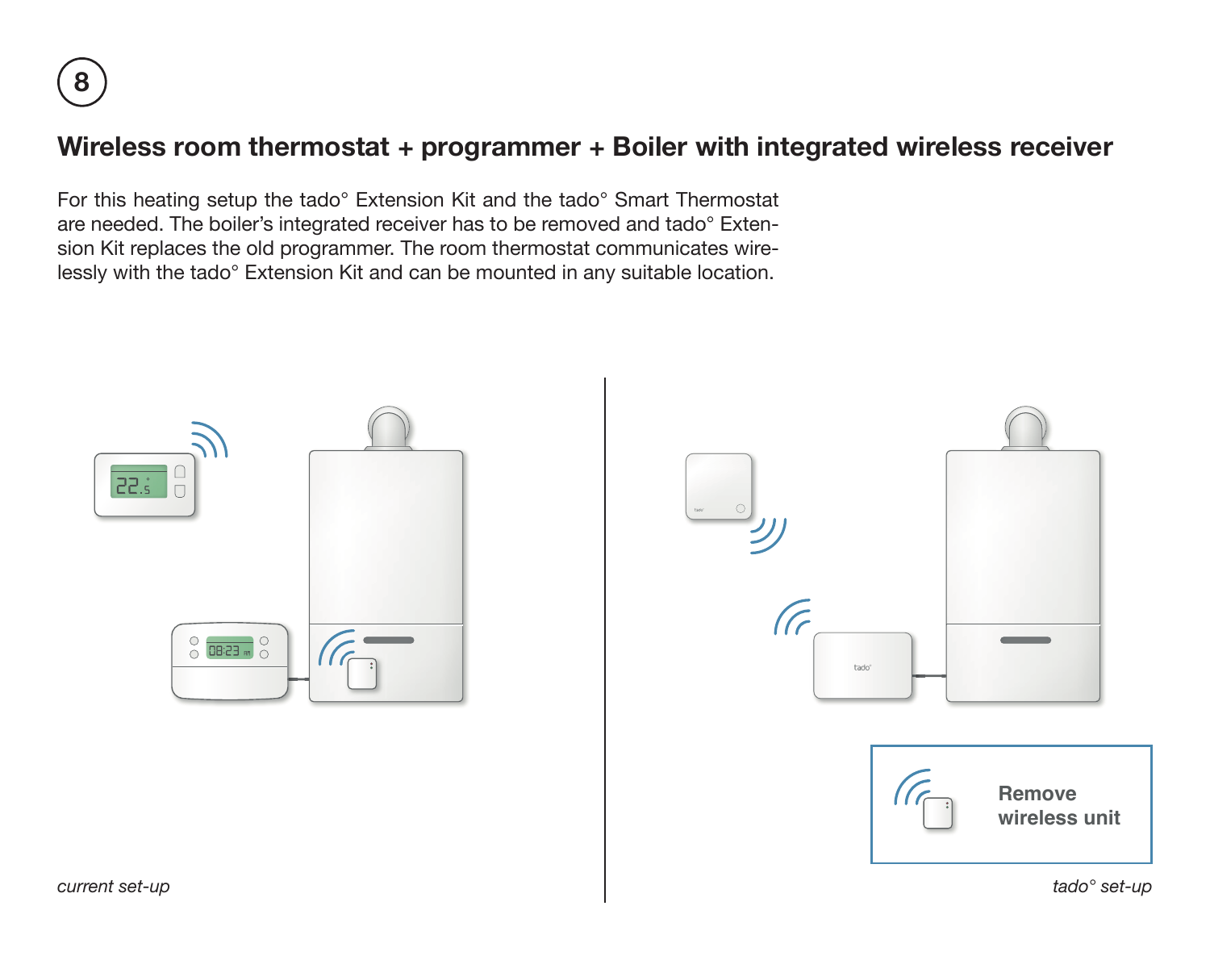8

## Wireless room thermostat + programmer + Boiler with integrated wireless receiver

For this heating setup the tado° Extension Kit and the tado° Smart Thermostat are needed. The boiler's integrated receiver has to be removed and tado° Extension Kit replaces the old programmer. The room thermostat communicates wirelessly with the tado° Extension Kit and can be mounted in any suitable location.

**Remove wireless unit**

*current set-up*

*tado° set-up*